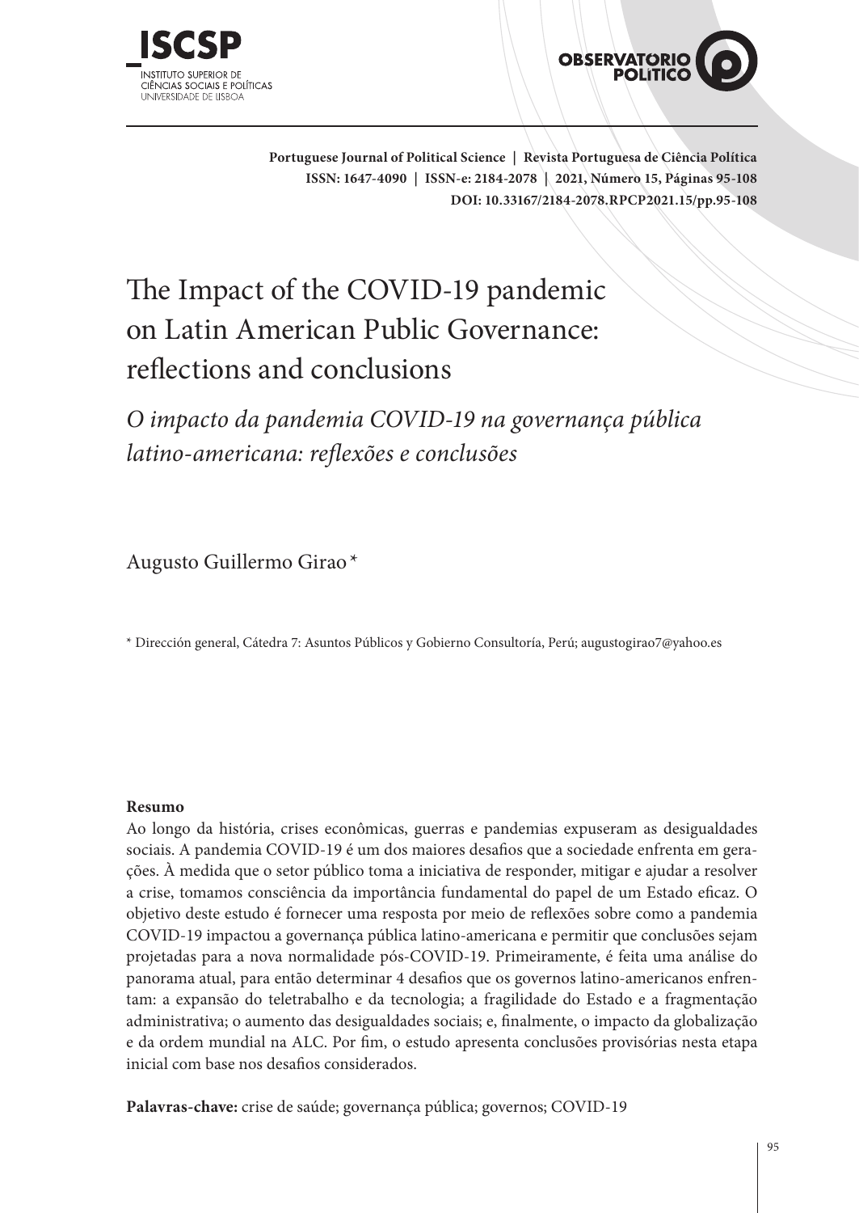# The Impact of the COVID-19 pandemic on Latin American Public Governance: reflections and conclusions

*O impacto da pandemia COVID-19 na governança pública latino-americana: reflexões e conclusões*

Augusto Guillermo Girao *

* Dirección general, Cátedra 7: Asuntos Públicos y Gobierno Consultoría, Perú; augustogirao7@yahoo.es

**Resumo**

Ao longo da história, crises econômicas, guerras e pandemias expuseram as desigualdades sociais. A pandemia COVID-19 é um dos maiores desafios que a sociedade enfrenta em gerações. À medida que o setor público toma a iniciativa de responder, mitigar e ajudar a resolver a crise, tomamos consciência da importância fundamental do papel de um Estado eficaz. O objetivo deste estudo é fornecer uma resposta por meio de reflexões sobre como a pandemia COVID-19 impactou a governança pública latino-americana e permitir que conclusões sejam projetadas para a nova normalidade pós-COVID-19. Primeiramente, é feita uma análise do panorama atual, para então determinar 4 desafios que os governos latino-americanos enfrentam: a expansão do teletrabalho e da tecnologia; a fragilidade do Estado e a fragmentação administrativa; o aumento das desigualdades sociais; e, finalmente, o impacto da globalização e da ordem mundial na ALC. Por fim, o estudo apresenta conclusões provisórias nesta etapa inicial com base nos desafios considerados.

**Palavras-chave:** crise de saúde; governança pública; governos; COVID-19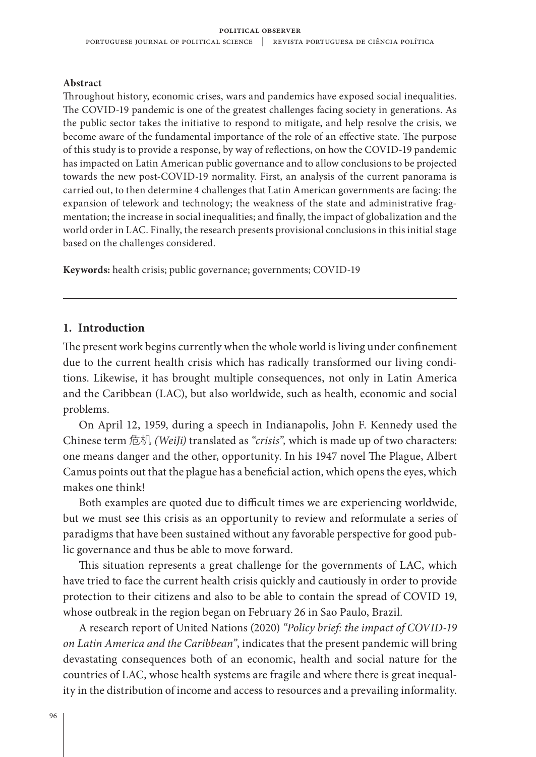**Abstract**

Throughout history, economic crises, wars and pandemics have exposed social inequalities. The COVID-19 pandemic is one of the greatest challenges facing society in generations. As the public sector takes the initiative to respond to mitigate, and help resolve the crisis, we become aware of the fundamental importance of the role of an effective state. The purpose of this study is to provide a response, by way of reflections, on how the COVID-19 pandemic has impacted on Latin American public governance and to allow conclusions to be projected towards the new post-COVID-19 normality. First, an analysis of the current panorama is carried out, to then determine 4 challenges that Latin American governments are facing: the expansion of telework and technology; the weakness of the state and administrative fragmentation; the increase in social inequalities; and finally, the impact of globalization and the world order in LAC. Finally, the research presents provisional conclusions in this initial stage based on the challenges considered.

**Keywords:** health crisis; public governance; governments; COVID-19

---

## 1. Introduction

The present work begins currently when the whole world is living under confinement due to the current health crisis which has radically transformed our living conditions. Likewise, it has brought multiple consequences, not only in Latin America and the Caribbean (LAC), but also worldwide, such as health, economic and social problems.

On April 12, 1959, during a speech in Indianapolis, John F. Kennedy used the Chinese term 危机 *(WeiJi)* translated as *"crisis",* which is made up of two characters: one means danger and the other, opportunity. In his 1947 novel The Plague, Albert Camus points out that the plague has a beneficial action, which opens the eyes, which makes one think!

Both examples are quoted due to difficult times we are experiencing worldwide, but we must see this crisis as an opportunity to review and reformulate a series of paradigms that have been sustained without any favorable perspective for good public governance and thus be able to move forward.

This situation represents a great challenge for the governments of LAC, which have tried to face the current health crisis quickly and cautiously in order to provide protection to their citizens and also to be able to contain the spread of COVID 19, whose outbreak in the region began on February 26 in Sao Paulo, Brazil.

A research report of United Nations (2020) *"Policy brief: the impact of COVID-19 on Latin America and the Caribbean"*, indicates that the present pandemic will bring devastating consequences both of an economic, health and social nature for the countries of LAC, whose health systems are fragile and where there is great inequality in the distribution of income and access to resources and a prevailing informality.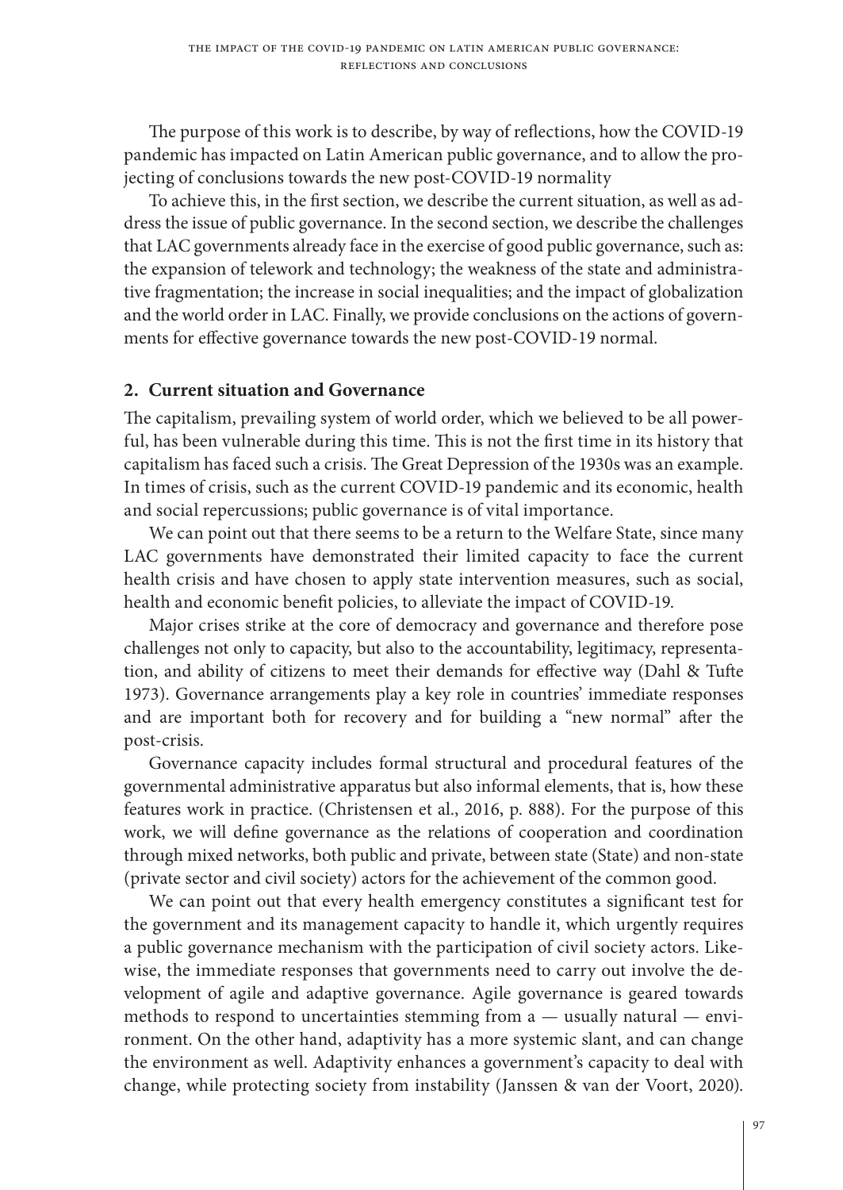The purpose of this work is to describe, by way of reflections, how the COVID-19 pandemic has impacted on Latin American public governance, and to allow the projecting of conclusions towards the new post-COVID-19 normality

To achieve this, in the first section, we describe the current situation, as well as address the issue of public governance. In the second section, we describe the challenges that LAC governments already face in the exercise of good public governance, such as: the expansion of telework and technology; the weakness of the state and administrative fragmentation; the increase in social inequalities; and the impact of globalization and the world order in LAC. Finally, we provide conclusions on the actions of governments for effective governance towards the new post-COVID-19 normal.

## 2. Current situation and Governance

The capitalism, prevailing system of world order, which we believed to be all powerful, has been vulnerable during this time. This is not the first time in its history that capitalism has faced such a crisis. The Great Depression of the 1930s was an example. In times of crisis, such as the current COVID-19 pandemic and its economic, health and social repercussions; public governance is of vital importance.

We can point out that there seems to be a return to the Welfare State, since many LAC governments have demonstrated their limited capacity to face the current health crisis and have chosen to apply state intervention measures, such as social, health and economic benefit policies, to alleviate the impact of COVID-19.

Major crises strike at the core of democracy and governance and therefore pose challenges not only to capacity, but also to the accountability, legitimacy, representation, and ability of citizens to meet their demands for effective way (Dahl & Tufte 1973). Governance arrangements play a key role in countries' immediate responses and are important both for recovery and for building a "new normal" after the post-crisis.

Governance capacity includes formal structural and procedural features of the governmental administrative apparatus but also informal elements, that is, how these features work in practice. (Christensen et al., 2016, p. 888). For the purpose of this work, we will define governance as the relations of cooperation and coordination through mixed networks, both public and private, between state (State) and non-state (private sector and civil society) actors for the achievement of the common good.

We can point out that every health emergency constitutes a significant test for the government and its management capacity to handle it, which urgently requires a public governance mechanism with the participation of civil society actors. Likewise, the immediate responses that governments need to carry out involve the development of agile and adaptive governance. Agile governance is geared towards methods to respond to uncertainties stemming from a — usually natural — environment. On the other hand, adaptivity has a more systemic slant, and can change the environment as well. Adaptivity enhances a government's capacity to deal with change, while protecting society from instability (Janssen & van der Voort, 2020).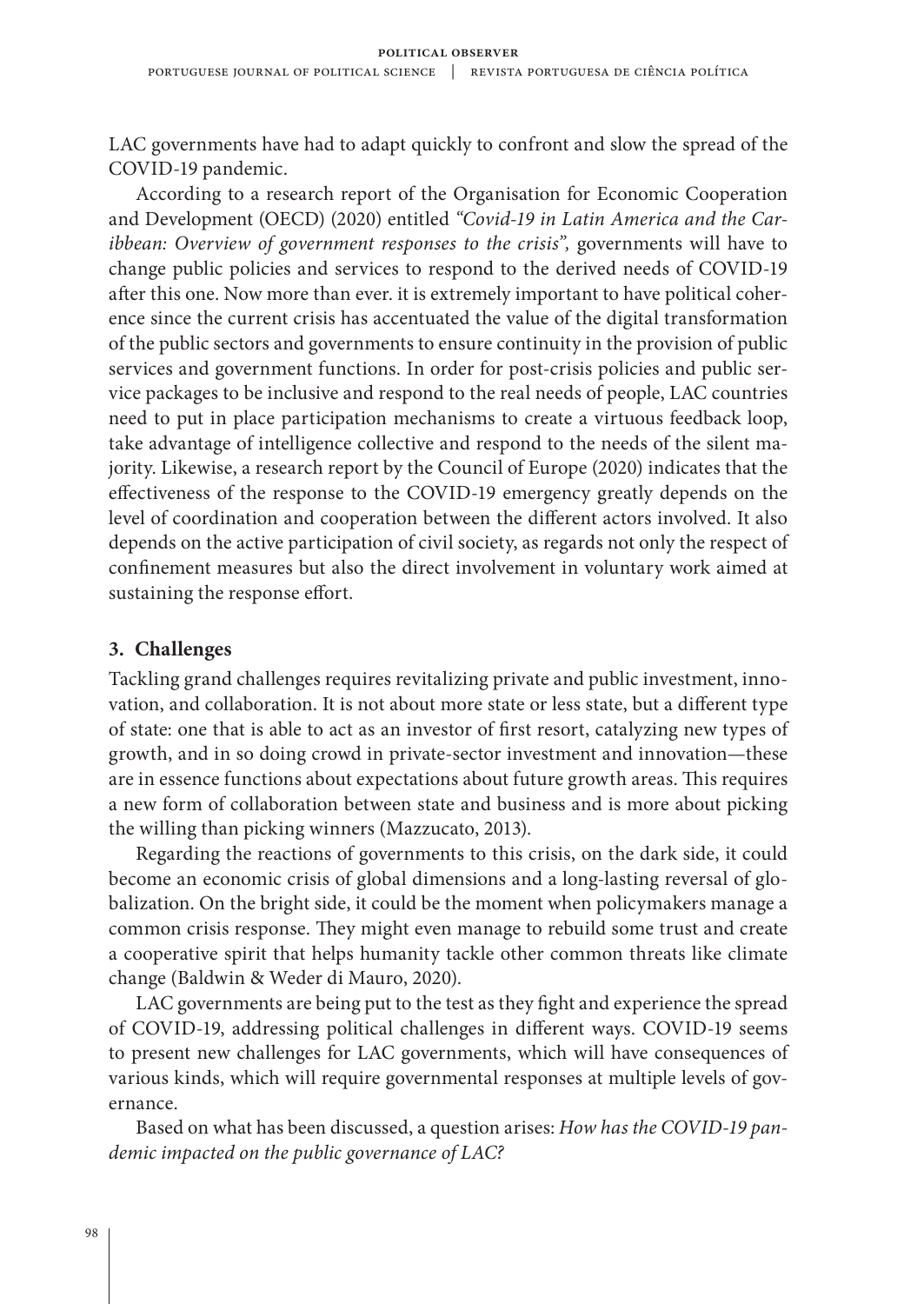LAC governments have had to adapt quickly to confront and slow the spread of the COVID-19 pandemic.

According to a research report of the Organisation for Economic Cooperation and Development (OECD) (2020) entitled *"Covid-19 in Latin America and the Caribbean: Overview of government responses to the crisis",* governments will have to change public policies and services to respond to the derived needs of COVID-19 after this one. Now more than ever. it is extremely important to have political coherence since the current crisis has accentuated the value of the digital transformation of the public sectors and governments to ensure continuity in the provision of public services and government functions. In order for post-crisis policies and public service packages to be inclusive and respond to the real needs of people, LAC countries need to put in place participation mechanisms to create a virtuous feedback loop, take advantage of intelligence collective and respond to the needs of the silent majority. Likewise, a research report by the Council of Europe (2020) indicates that the effectiveness of the response to the COVID-19 emergency greatly depends on the level of coordination and cooperation between the different actors involved. It also depends on the active participation of civil society, as regards not only the respect of confinement measures but also the direct involvement in voluntary work aimed at sustaining the response effort.

## 3. Challenges

Tackling grand challenges requires revitalizing private and public investment, innovation, and collaboration. It is not about more state or less state, but a different type of state: one that is able to act as an investor of first resort, catalyzing new types of growth, and in so doing crowd in private-sector investment and innovation—these are in essence functions about expectations about future growth areas. This requires a new form of collaboration between state and business and is more about picking the willing than picking winners (Mazzucato, 2013).

Regarding the reactions of governments to this crisis, on the dark side, it could become an economic crisis of global dimensions and a long-lasting reversal of globalization. On the bright side, it could be the moment when policymakers manage a common crisis response. They might even manage to rebuild some trust and create a cooperative spirit that helps humanity tackle other common threats like climate change (Baldwin & Weder di Mauro, 2020).

LAC governments are being put to the test as they fight and experience the spread of COVID-19, addressing political challenges in different ways. COVID-19 seems to present new challenges for LAC governments, which will have consequences of various kinds, which will require governmental responses at multiple levels of governance.

Based on what has been discussed, a question arises: *How has the COVID-19 pandemic impacted on the public governance of LAC?*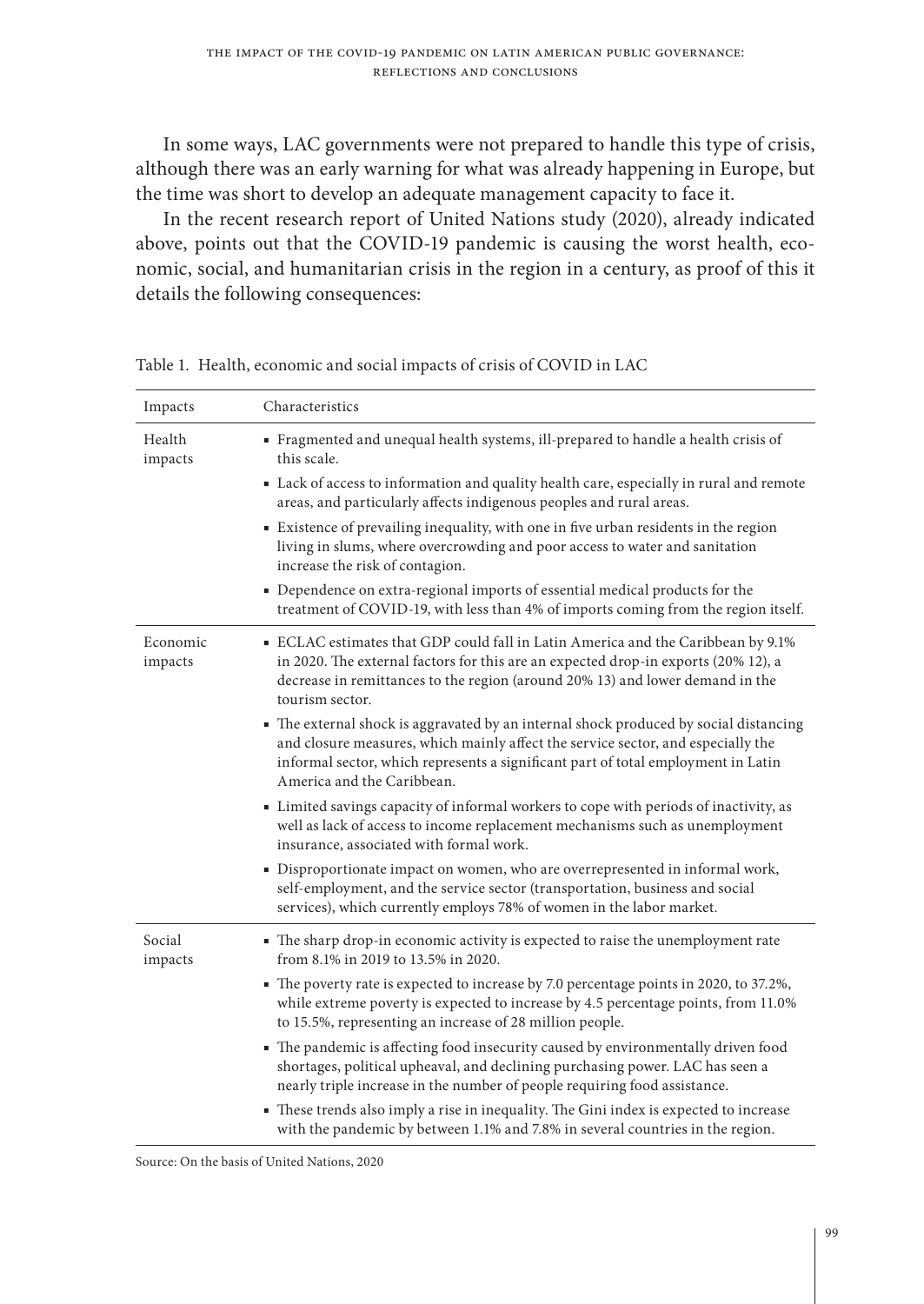In some ways, LAC governments were not prepared to handle this type of crisis, although there was an early warning for what was already happening in Europe, but the time was short to develop an adequate management capacity to face it.

In the recent research report of United Nations study (2020), already indicated above, points out that the COVID-19 pandemic is causing the worst health, economic, social, and humanitarian crisis in the region in a century, as proof of this it details the following consequences:

Table 1. Health, economic and social impacts of crisis of COVID in LAC

| Impacts | Characteristics |
|---|---|
| Health impacts | ▪ Fragmented and unequal health systems, ill-prepared to handle a health crisis of this scale. |
| | ▪ Lack of access to information and quality health care, especially in rural and remote areas, and particularly affects indigenous peoples and rural areas. |
| | ▪ Existence of prevailing inequality, with one in five urban residents in the region living in slums, where overcrowding and poor access to water and sanitation increase the risk of contagion. |
| | ▪ Dependence on extra-regional imports of essential medical products for the treatment of COVID-19, with less than 4% of imports coming from the region itself. |
| Economic impacts | ▪ ECLAC estimates that GDP could fall in Latin America and the Caribbean by 9.1% in 2020. The external factors for this are an expected drop-in exports (20% 12), a decrease in remittances to the region (around 20% 13) and lower demand in the tourism sector. |
| | ▪ The external shock is aggravated by an internal shock produced by social distancing and closure measures, which mainly affect the service sector, and especially the informal sector, which represents a significant part of total employment in Latin America and the Caribbean. |
| | ▪ Limited savings capacity of informal workers to cope with periods of inactivity, as well as lack of access to income replacement mechanisms such as unemployment insurance, associated with formal work. |
| | ▪ Disproportionate impact on women, who are overrepresented in informal work, self-employment, and the service sector (transportation, business and social services), which currently employs 78% of women in the labor market. |
| Social impacts | ▪ The sharp drop-in economic activity is expected to raise the unemployment rate from 8.1% in 2019 to 13.5% in 2020. |
| | ▪ The poverty rate is expected to increase by 7.0 percentage points in 2020, to 37.2%, while extreme poverty is expected to increase by 4.5 percentage points, from 11.0% to 15.5%, representing an increase of 28 million people. |
| | ▪ The pandemic is affecting food insecurity caused by environmentally driven food shortages, political upheaval, and declining purchasing power. LAC has seen a nearly triple increase in the number of people requiring food assistance. |
| | ▪ These trends also imply a rise in inequality. The Gini index is expected to increase with the pandemic by between 1.1% and 7.8% in several countries in the region. |

Source: On the basis of United Nations, 2020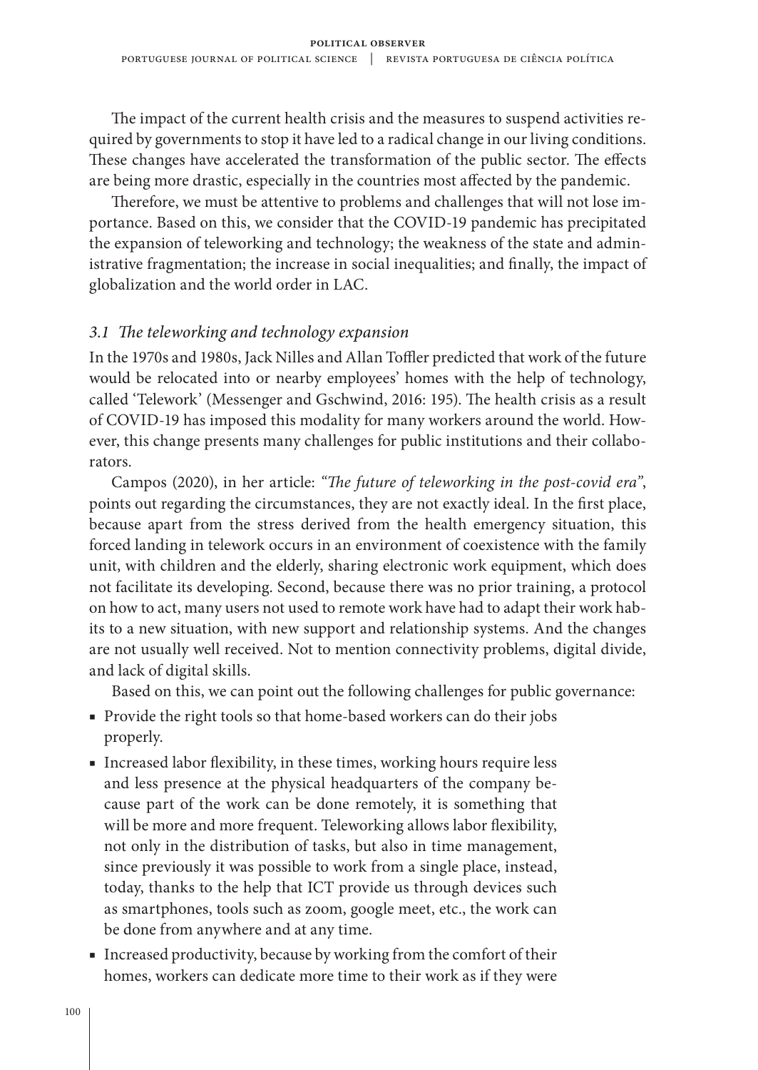The impact of the current health crisis and the measures to suspend activities required by governments to stop it have led to a radical change in our living conditions. These changes have accelerated the transformation of the public sector. The effects are being more drastic, especially in the countries most affected by the pandemic.

Therefore, we must be attentive to problems and challenges that will not lose importance. Based on this, we consider that the COVID-19 pandemic has precipitated the expansion of teleworking and technology; the weakness of the state and administrative fragmentation; the increase in social inequalities; and finally, the impact of globalization and the world order in LAC.

### *3.1 The teleworking and technology expansion*

In the 1970s and 1980s, Jack Nilles and Allan Toffler predicted that work of the future would be relocated into or nearby employees' homes with the help of technology, called 'Telework' (Messenger and Gschwind, 2016: 195). The health crisis as a result of COVID-19 has imposed this modality for many workers around the world. However, this change presents many challenges for public institutions and their collaborators.

Campos (2020), in her article: *"The future of teleworking in the post-covid era"*, points out regarding the circumstances, they are not exactly ideal. In the first place, because apart from the stress derived from the health emergency situation, this forced landing in telework occurs in an environment of coexistence with the family unit, with children and the elderly, sharing electronic work equipment, which does not facilitate its developing. Second, because there was no prior training, a protocol on how to act, many users not used to remote work have had to adapt their work habits to a new situation, with new support and relationship systems. And the changes are not usually well received. Not to mention connectivity problems, digital divide, and lack of digital skills.

Based on this, we can point out the following challenges for public governance:

- Provide the right tools so that home-based workers can do their jobs properly.
- Increased labor flexibility, in these times, working hours require less and less presence at the physical headquarters of the company because part of the work can be done remotely, it is something that will be more and more frequent. Teleworking allows labor flexibility, not only in the distribution of tasks, but also in time management, since previously it was possible to work from a single place, instead, today, thanks to the help that ICT provide us through devices such as smartphones, tools such as zoom, google meet, etc., the work can be done from anywhere and at any time.
- Increased productivity, because by working from the comfort of their homes, workers can dedicate more time to their work as if they were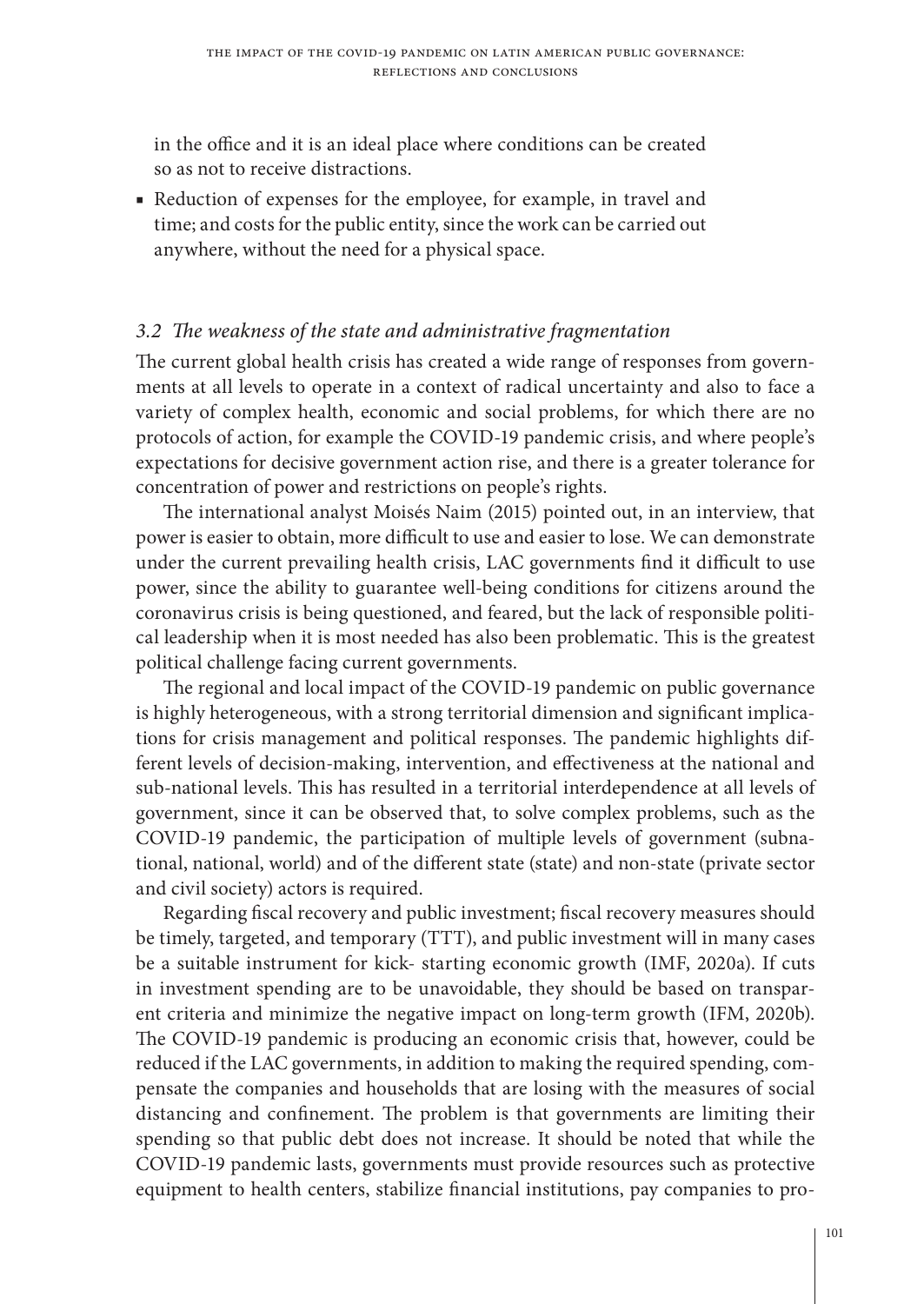in the office and it is an ideal place where conditions can be created so as not to receive distractions.

- Reduction of expenses for the employee, for example, in travel and time; and costs for the public entity, since the work can be carried out anywhere, without the need for a physical space.

### *3.2 The weakness of the state and administrative fragmentation*

The current global health crisis has created a wide range of responses from governments at all levels to operate in a context of radical uncertainty and also to face a variety of complex health, economic and social problems, for which there are no protocols of action, for example the COVID-19 pandemic crisis, and where people's expectations for decisive government action rise, and there is a greater tolerance for concentration of power and restrictions on people's rights.

The international analyst Moisés Naim (2015) pointed out, in an interview, that power is easier to obtain, more difficult to use and easier to lose. We can demonstrate under the current prevailing health crisis, LAC governments find it difficult to use power, since the ability to guarantee well-being conditions for citizens around the coronavirus crisis is being questioned, and feared, but the lack of responsible political leadership when it is most needed has also been problematic. This is the greatest political challenge facing current governments.

The regional and local impact of the COVID-19 pandemic on public governance is highly heterogeneous, with a strong territorial dimension and significant implications for crisis management and political responses. The pandemic highlights different levels of decision-making, intervention, and effectiveness at the national and sub-national levels. This has resulted in a territorial interdependence at all levels of government, since it can be observed that, to solve complex problems, such as the COVID-19 pandemic, the participation of multiple levels of government (subnational, national, world) and of the different state (state) and non-state (private sector and civil society) actors is required.

Regarding fiscal recovery and public investment; fiscal recovery measures should be timely, targeted, and temporary (TTT), and public investment will in many cases be a suitable instrument for kick- starting economic growth (IMF, 2020a). If cuts in investment spending are to be unavoidable, they should be based on transparent criteria and minimize the negative impact on long-term growth (IFM, 2020b). The COVID-19 pandemic is producing an economic crisis that, however, could be reduced if the LAC governments, in addition to making the required spending, compensate the companies and households that are losing with the measures of social distancing and confinement. The problem is that governments are limiting their spending so that public debt does not increase. It should be noted that while the COVID-19 pandemic lasts, governments must provide resources such as protective equipment to health centers, stabilize financial institutions, pay companies to pro-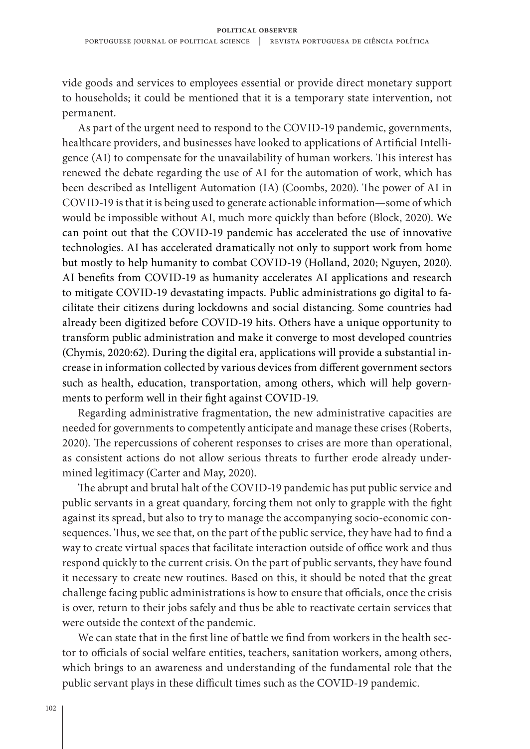vide goods and services to employees essential or provide direct monetary support to households; it could be mentioned that it is a temporary state intervention, not permanent.

As part of the urgent need to respond to the COVID-19 pandemic, governments, healthcare providers, and businesses have looked to applications of Artificial Intelligence (AI) to compensate for the unavailability of human workers. This interest has renewed the debate regarding the use of AI for the automation of work, which has been described as Intelligent Automation (IA) (Coombs, 2020). The power of AI in COVID-19 is that it is being used to generate actionable information—some of which would be impossible without AI, much more quickly than before (Block, 2020). We can point out that the COVID-19 pandemic has accelerated the use of innovative technologies. AI has accelerated dramatically not only to support work from home but mostly to help humanity to combat COVID-19 (Holland, 2020; Nguyen, 2020). AI benefits from COVID-19 as humanity accelerates AI applications and research to mitigate COVID-19 devastating impacts. Public administrations go digital to facilitate their citizens during lockdowns and social distancing. Some countries had already been digitized before COVID-19 hits. Others have a unique opportunity to transform public administration and make it converge to most developed countries (Chymis, 2020:62). During the digital era, applications will provide a substantial increase in information collected by various devices from different government sectors such as health, education, transportation, among others, which will help governments to perform well in their fight against COVID-19.

Regarding administrative fragmentation, the new administrative capacities are needed for governments to competently anticipate and manage these crises (Roberts, 2020). The repercussions of coherent responses to crises are more than operational, as consistent actions do not allow serious threats to further erode already undermined legitimacy (Carter and May, 2020).

The abrupt and brutal halt of the COVID-19 pandemic has put public service and public servants in a great quandary, forcing them not only to grapple with the fight against its spread, but also to try to manage the accompanying socio-economic consequences. Thus, we see that, on the part of the public service, they have had to find a way to create virtual spaces that facilitate interaction outside of office work and thus respond quickly to the current crisis. On the part of public servants, they have found it necessary to create new routines. Based on this, it should be noted that the great challenge facing public administrations is how to ensure that officials, once the crisis is over, return to their jobs safely and thus be able to reactivate certain services that were outside the context of the pandemic.

We can state that in the first line of battle we find from workers in the health sector to officials of social welfare entities, teachers, sanitation workers, among others, which brings to an awareness and understanding of the fundamental role that the public servant plays in these difficult times such as the COVID-19 pandemic.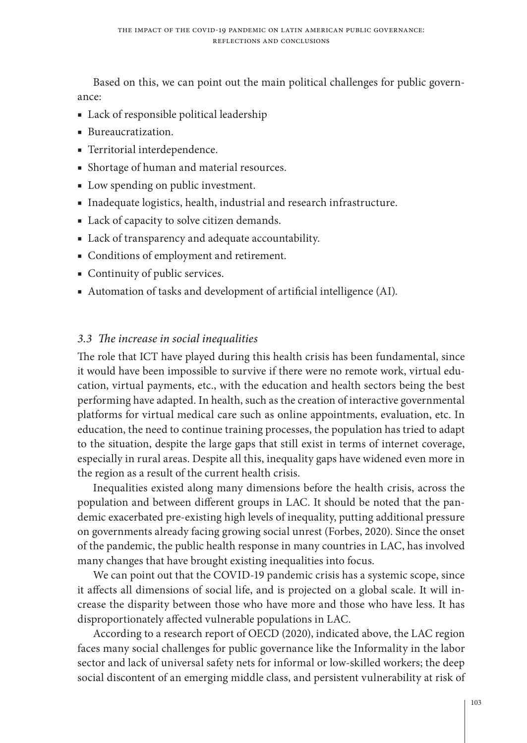Based on this, we can point out the main political challenges for public governance:

- Lack of responsible political leadership
- Bureaucratization.
- Territorial interdependence.
- Shortage of human and material resources.
- Low spending on public investment.
- Inadequate logistics, health, industrial and research infrastructure.
- Lack of capacity to solve citizen demands.
- Lack of transparency and adequate accountability.
- Conditions of employment and retirement.
- Continuity of public services.
- Automation of tasks and development of artificial intelligence (AI).

### *3.3 The increase in social inequalities*

The role that ICT have played during this health crisis has been fundamental, since it would have been impossible to survive if there were no remote work, virtual education, virtual payments, etc., with the education and health sectors being the best performing have adapted. In health, such as the creation of interactive governmental platforms for virtual medical care such as online appointments, evaluation, etc. In education, the need to continue training processes, the population has tried to adapt to the situation, despite the large gaps that still exist in terms of internet coverage, especially in rural areas. Despite all this, inequality gaps have widened even more in the region as a result of the current health crisis.

Inequalities existed along many dimensions before the health crisis, across the population and between different groups in LAC. It should be noted that the pandemic exacerbated pre-existing high levels of inequality, putting additional pressure on governments already facing growing social unrest (Forbes, 2020). Since the onset of the pandemic, the public health response in many countries in LAC, has involved many changes that have brought existing inequalities into focus.

We can point out that the COVID-19 pandemic crisis has a systemic scope, since it affects all dimensions of social life, and is projected on a global scale. It will increase the disparity between those who have more and those who have less. It has disproportionately affected vulnerable populations in LAC.

According to a research report of OECD (2020), indicated above, the LAC region faces many social challenges for public governance like the Informality in the labor sector and lack of universal safety nets for informal or low-skilled workers; the deep social discontent of an emerging middle class, and persistent vulnerability at risk of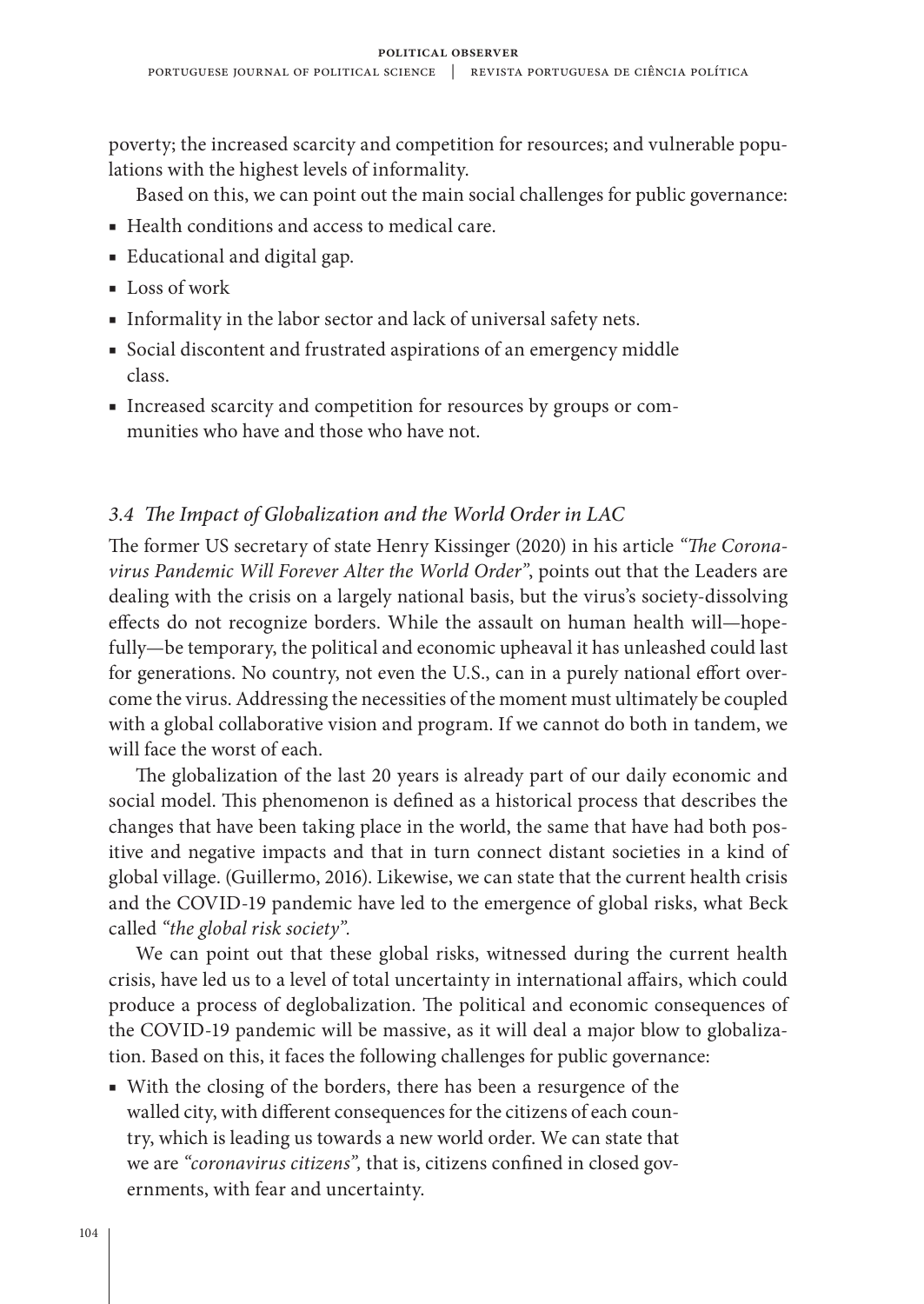poverty; the increased scarcity and competition for resources; and vulnerable populations with the highest levels of informality.

Based on this, we can point out the main social challenges for public governance:

- Health conditions and access to medical care.
- Educational and digital gap.
- Loss of work
- Informality in the labor sector and lack of universal safety nets.
- Social discontent and frustrated aspirations of an emergency middle class.
- Increased scarcity and competition for resources by groups or communities who have and those who have not.

### *3.4 The Impact of Globalization and the World Order in LAC*

The former US secretary of state Henry Kissinger (2020) in his article *"The Coronavirus Pandemic Will Forever Alter the World Order"*, points out that the Leaders are dealing with the crisis on a largely national basis, but the virus's society-dissolving effects do not recognize borders. While the assault on human health will—hopefully—be temporary, the political and economic upheaval it has unleashed could last for generations. No country, not even the U.S., can in a purely national effort overcome the virus. Addressing the necessities of the moment must ultimately be coupled with a global collaborative vision and program. If we cannot do both in tandem, we will face the worst of each.

The globalization of the last 20 years is already part of our daily economic and social model. This phenomenon is defined as a historical process that describes the changes that have been taking place in the world, the same that have had both positive and negative impacts and that in turn connect distant societies in a kind of global village. (Guillermo, 2016). Likewise, we can state that the current health crisis and the COVID-19 pandemic have led to the emergence of global risks, what Beck called *"the global risk society"*.

We can point out that these global risks, witnessed during the current health crisis, have led us to a level of total uncertainty in international affairs, which could produce a process of deglobalization. The political and economic consequences of the COVID-19 pandemic will be massive, as it will deal a major blow to globalization. Based on this, it faces the following challenges for public governance:

- With the closing of the borders, there has been a resurgence of the walled city, with different consequences for the citizens of each country, which is leading us towards a new world order. We can state that we are *"coronavirus citizens"*, that is, citizens confined in closed governments, with fear and uncertainty.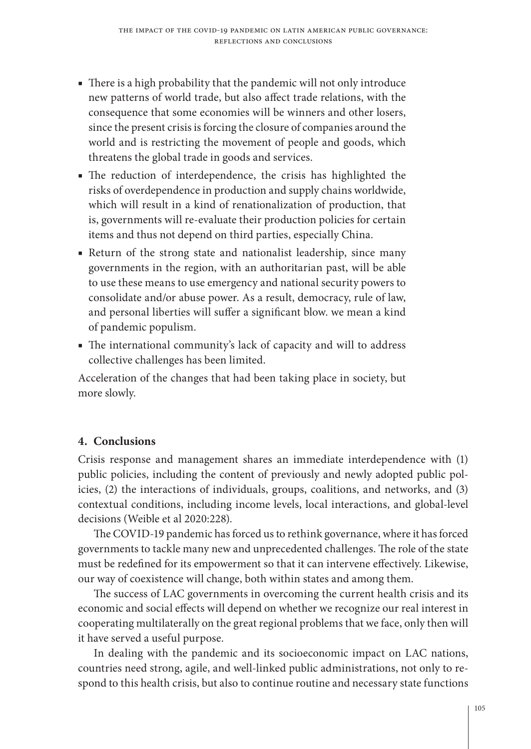- There is a high probability that the pandemic will not only introduce new patterns of world trade, but also affect trade relations, with the consequence that some economies will be winners and other losers, since the present crisis is forcing the closure of companies around the world and is restricting the movement of people and goods, which threatens the global trade in goods and services.
- The reduction of interdependence, the crisis has highlighted the risks of overdependence in production and supply chains worldwide, which will result in a kind of renationalization of production, that is, governments will re-evaluate their production policies for certain items and thus not depend on third parties, especially China.
- Return of the strong state and nationalist leadership, since many governments in the region, with an authoritarian past, will be able to use these means to use emergency and national security powers to consolidate and/or abuse power. As a result, democracy, rule of law, and personal liberties will suffer a significant blow. we mean a kind of pandemic populism.
- The international community's lack of capacity and will to address collective challenges has been limited.

Acceleration of the changes that had been taking place in society, but more slowly.

## 4. Conclusions

Crisis response and management shares an immediate interdependence with (1) public policies, including the content of previously and newly adopted public policies, (2) the interactions of individuals, groups, coalitions, and networks, and (3) contextual conditions, including income levels, local interactions, and global-level decisions (Weible et al 2020:228).

The COVID-19 pandemic has forced us to rethink governance, where it has forced governments to tackle many new and unprecedented challenges. The role of the state must be redefined for its empowerment so that it can intervene effectively. Likewise, our way of coexistence will change, both within states and among them.

The success of LAC governments in overcoming the current health crisis and its economic and social effects will depend on whether we recognize our real interest in cooperating multilaterally on the great regional problems that we face, only then will it have served a useful purpose.

In dealing with the pandemic and its socioeconomic impact on LAC nations, countries need strong, agile, and well-linked public administrations, not only to respond to this health crisis, but also to continue routine and necessary state functions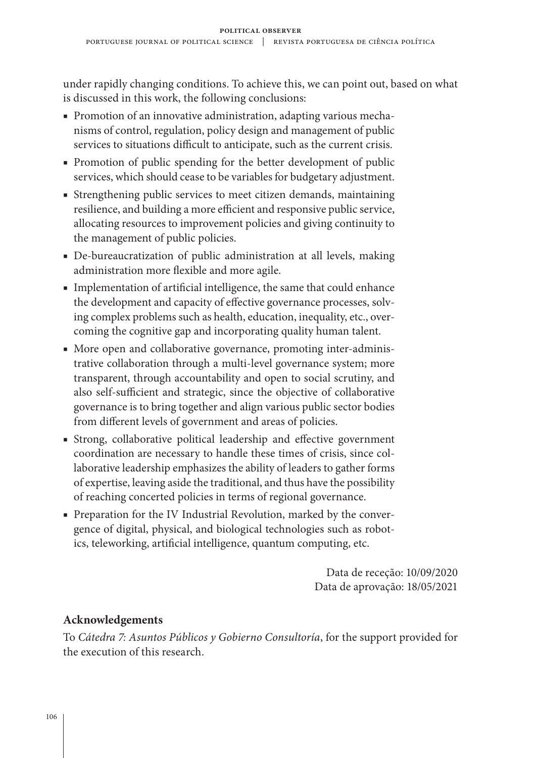under rapidly changing conditions. To achieve this, we can point out, based on what is discussed in this work, the following conclusions:

- Promotion of an innovative administration, adapting various mechanisms of control, regulation, policy design and management of public services to situations difficult to anticipate, such as the current crisis.
- Promotion of public spending for the better development of public services, which should cease to be variables for budgetary adjustment.
- Strengthening public services to meet citizen demands, maintaining resilience, and building a more efficient and responsive public service, allocating resources to improvement policies and giving continuity to the management of public policies.
- De-bureaucratization of public administration at all levels, making administration more flexible and more agile.
- Implementation of artificial intelligence, the same that could enhance the development and capacity of effective governance processes, solving complex problems such as health, education, inequality, etc., overcoming the cognitive gap and incorporating quality human talent.
- More open and collaborative governance, promoting inter-administrative collaboration through a multi-level governance system; more transparent, through accountability and open to social scrutiny, and also self-sufficient and strategic, since the objective of collaborative governance is to bring together and align various public sector bodies from different levels of government and areas of policies.
- Strong, collaborative political leadership and effective government coordination are necessary to handle these times of crisis, since collaborative leadership emphasizes the ability of leaders to gather forms of expertise, leaving aside the traditional, and thus have the possibility of reaching concerted policies in terms of regional governance.
- Preparation for the IV Industrial Revolution, marked by the convergence of digital, physical, and biological technologies such as robotics, teleworking, artificial intelligence, quantum computing, etc.

Data de receção: 10/09/2020
Data de aprovação: 18/05/2021

## Acknowledgements

To *Cátedra 7: Asuntos Públicos y Gobierno Consultoría*, for the support provided for the execution of this research.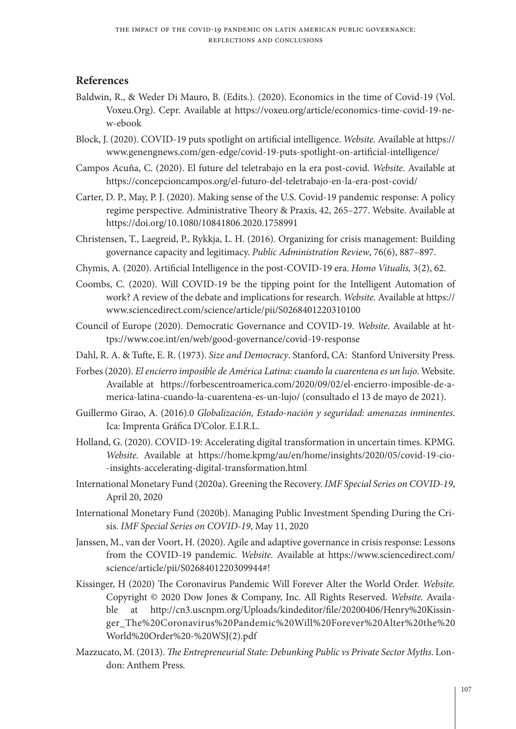## References

Baldwin, R., & Weder Di Mauro, B. (Edits.). (2020). Economics in the time of Covid-19 (Vol. Voxeu.Org). Cepr. Available at https://voxeu.org/article/economics-time-covid-19-new-ebook

Block, J. (2020). COVID-19 puts spotlight on artificial intelligence. *Website.* Available at https://www.genengnews.com/gen-edge/covid-19-puts-spotlight-on-artificial-intelligence/

Campos Acuña, C. (2020). El future del teletrabajo en la era post-covid. *Website*. Available at https://concepcioncampos.org/el-futuro-del-teletrabajo-en-la-era-post-covid/

Carter, D. P., May, P. J. (2020). Making sense of the U.S. Covid-19 pandemic response: A policy regime perspective. Administrative Theory & Praxis, 42, 265–277. Website. Available at https://doi.org/10.1080/10841806.2020.1758991

Christensen, T., Laegreid, P., Rykkja, L. H. (2016). Organizing for crisis management: Building governance capacity and legitimacy. *Public Administration Review*, 76(6), 887–897.

Chymis, A. (2020). Artificial Intelligence in the post-COVID-19 era. *Homo Vitualis,* 3(2), 62.

Coombs, C. (2020). Will COVID-19 be the tipping point for the Intelligent Automation of work? A review of the debate and implications for research. *Website.* Available at https://www.sciencedirect.com/science/article/pii/S0268401220310100

Council of Europe (2020). Democratic Governance and COVID-19. *Website*. Available at https://www.coe.int/en/web/good-governance/covid-19-response

Dahl, R. A. & Tufte, E. R. (1973). *Size and Democracy*. Stanford, CA: Stanford University Press.

Forbes (2020). *El encierro imposible de América Latina: cuando la cuarentena es un lujo*. Website. Available at https://forbescentroamerica.com/2020/09/02/el-encierro-imposible-de-america-latina-cuando-la-cuarentena-es-un-lujo/ (consultado el 13 de mayo de 2021).

Guillermo Girao, A. (2016).0 *Globalización, Estado-nación y seguridad: amenazas inminentes*. Ica: Imprenta Gráfica D'Color. E.I.R.L.

Holland, G. (2020). COVID-19: Accelerating digital transformation in uncertain times. KPMG. *Website.* Available at https://home.kpmg/au/en/home/insights/2020/05/covid-19-cio--insights-accelerating-digital-transformation.html

International Monetary Fund (2020a). Greening the Recovery. *IMF Special Series on COVID-19*, April 20, 2020

International Monetary Fund (2020b). Managing Public Investment Spending During the Crisis. *IMF Special Series on COVID-19*, May 11, 2020

Janssen, M., van der Voort, H. (2020). Agile and adaptive governance in crisis response: Lessons from the COVID-19 pandemic. *Website.* Available at https://www.sciencedirect.com/science/article/pii/S0268401220309944#!

Kissinger, H (2020) The Coronavirus Pandemic Will Forever Alter the World Order. *Website.* Copyright © 2020 Dow Jones & Company, Inc. All Rights Reserved. *Website.* Available at http://cn3.uscnpm.org/Uploads/kindeditor/file/20200406/Henry%20Kissinger_The%20Coronavirus%20Pandemic%20Will%20Forever%20Alter%20the%20World%20Order%20-%20WSJ(2).pdf

Mazzucato, M. (2013). *The Entrepreneurial State: Debunking Public vs Private Sector Myths*. London: Anthem Press.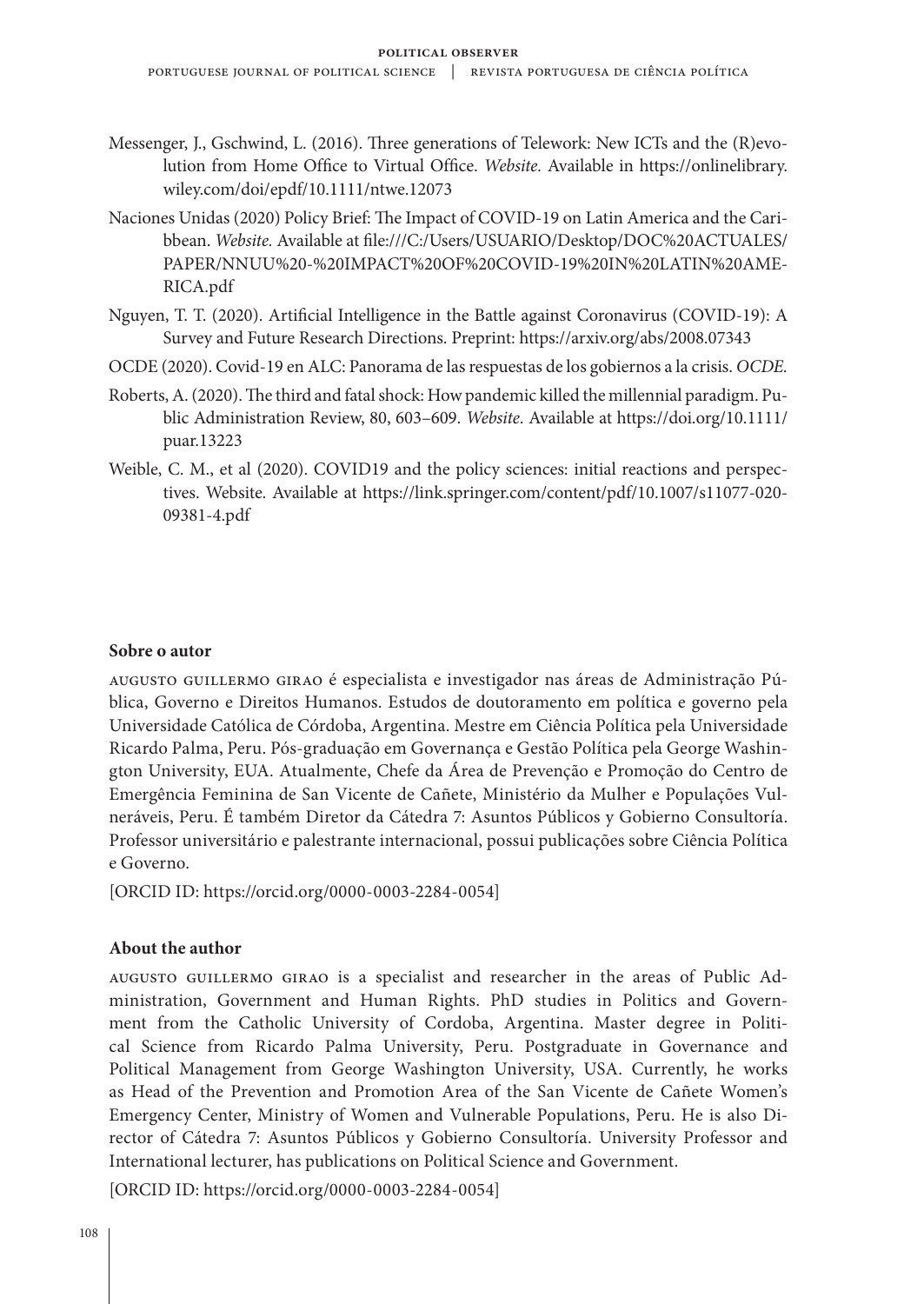Messenger, J., Gschwind, L. (2016). Three generations of Telework: New ICTs and the (R)evolution from Home Office to Virtual Office. *Website.* Available in https://onlinelibrary.wiley.com/doi/epdf/10.1111/ntwe.12073

Naciones Unidas (2020) Policy Brief: The Impact of COVID-19 on Latin America and the Caribbean. *Website.* Available at file:///C:/Users/USUARIO/Desktop/DOC%20ACTUALES/PAPER/NNUU%20-%20IMPACT%20OF%20COVID-19%20IN%20LATIN%20AMERICA.pdf

Nguyen, T. T. (2020). Artificial Intelligence in the Battle against Coronavirus (COVID-19): A Survey and Future Research Directions. Preprint: https://arxiv.org/abs/2008.07343

OCDE (2020). Covid-19 en ALC: Panorama de las respuestas de los gobiernos a la crisis. *OCDE.*

Roberts, A. (2020). The third and fatal shock: How pandemic killed the millennial paradigm. Public Administration Review, 80, 603–609. *Website*. Available at https://doi.org/10.1111/puar.13223

Weible, C. M., et al (2020). COVID19 and the policy sciences: initial reactions and perspectives. Website. Available at https://link.springer.com/content/pdf/10.1007/s11077-020-09381-4.pdf

**Sobre o autor**

AUGUSTO GUILLERMO GIRAO é especialista e investigador nas áreas de Administração Pública, Governo e Direitos Humanos. Estudos de doutoramento em política e governo pela Universidade Católica de Córdoba, Argentina. Mestre em Ciência Política pela Universidade Ricardo Palma, Peru. Pós-graduação em Governança e Gestão Política pela George Washington University, EUA. Atualmente, Chefe da Área de Prevenção e Promoção do Centro de Emergência Feminina de San Vicente de Cañete, Ministério da Mulher e Populações Vulneráveis, Peru. É também Diretor da Cátedra 7: Asuntos Públicos y Gobierno Consultoría. Professor universitário e palestrante internacional, possui publicações sobre Ciência Política e Governo.

[ORCID ID: https://orcid.org/0000-0003-2284-0054]

**About the author**

AUGUSTO GUILLERMO GIRAO is a specialist and researcher in the areas of Public Administration, Government and Human Rights. PhD studies in Politics and Government from the Catholic University of Cordoba, Argentina. Master degree in Political Science from Ricardo Palma University, Peru. Postgraduate in Governance and Political Management from George Washington University, USA. Currently, he works as Head of the Prevention and Promotion Area of the San Vicente de Cañete Women's Emergency Center, Ministry of Women and Vulnerable Populations, Peru. He is also Director of Cátedra 7: Asuntos Públicos y Gobierno Consultoría. University Professor and International lecturer, has publications on Political Science and Government.

[ORCID ID: https://orcid.org/0000-0003-2284-0054]